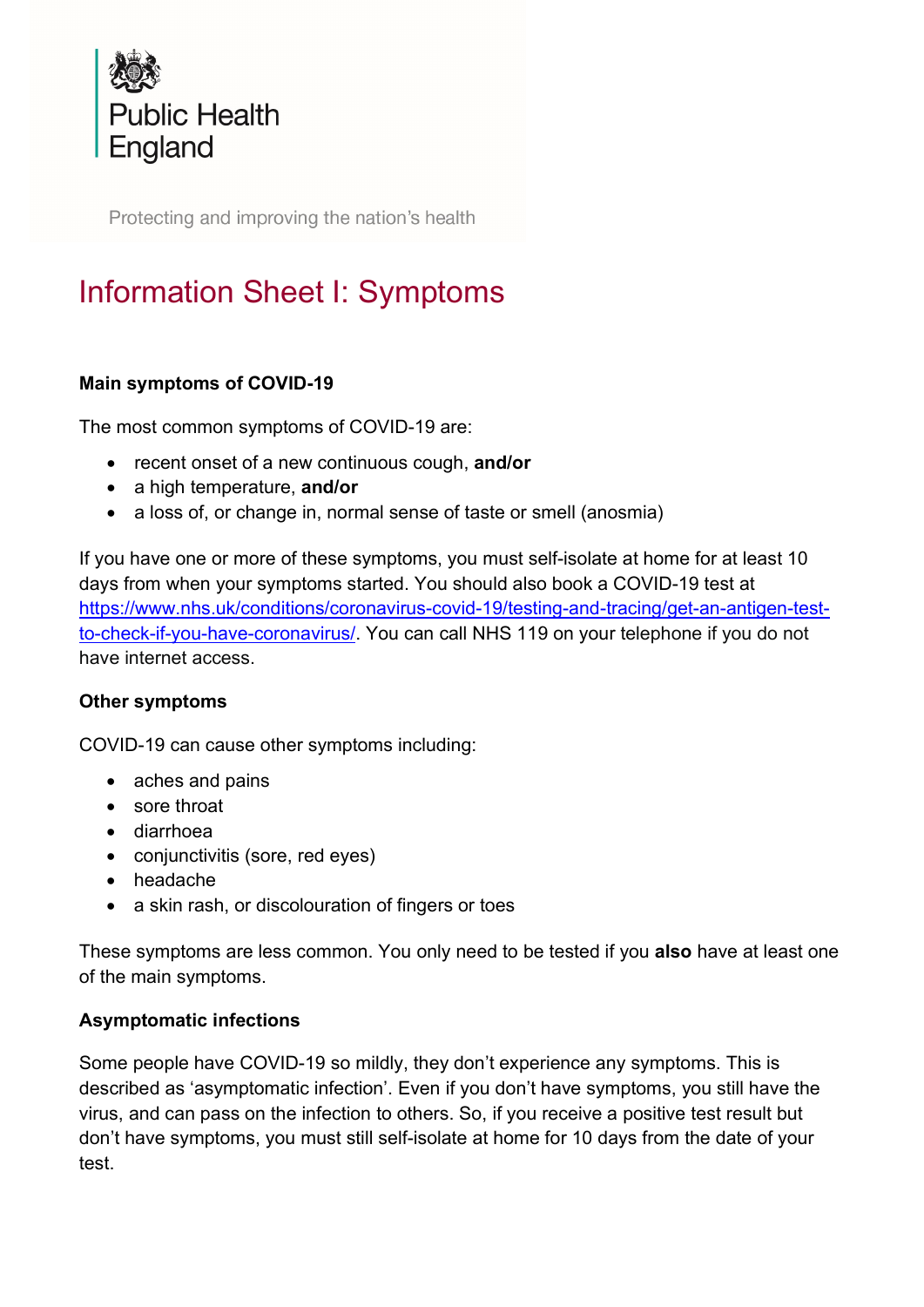Public Health England

Protecting and improving the nation's health

# Information Sheet I: Symptoms

**Main symptoms of COVID-19**

The most common symptoms of COVID-19 are:

- recent onset of a new continuous cough, **and/or**
- a high temperature, **and/or**
- a loss of, or change in, normal sense of taste or smell (anosmia)

If you have one or more of these symptoms, you must self-isolate at home for at least 10 days from when your symptoms started. You should also book a COVID-19 test at [https://www.nhs.uk/conditions/coronavirus-covid-19/testing-and-tracing/get-an-antigen-test-to-check-if-you-have-coronavirus/](https://www.nhs.uk/conditions/coronavirus-covid-19/testing-and-tracing/get-an-antigen-test-to-check-if-you-have-coronavirus/). You can call NHS 119 on your telephone if you do not have internet access.

**Other symptoms**

COVID-19 can cause other symptoms including:

- aches and pains
- sore throat
- diarrhoea
- conjunctivitis (sore, red eyes)
- headache
- a skin rash, or discolouration of fingers or toes

These symptoms are less common. You only need to be tested if you **also** have at least one of the main symptoms.

**Asymptomatic infections**

Some people have COVID-19 so mildly, they don't experience any symptoms. This is described as 'asymptomatic infection'. Even if you don't have symptoms, you still have the virus, and can pass on the infection to others. So, if you receive a positive test result but don't have symptoms, you must still self-isolate at home for 10 days from the date of your test.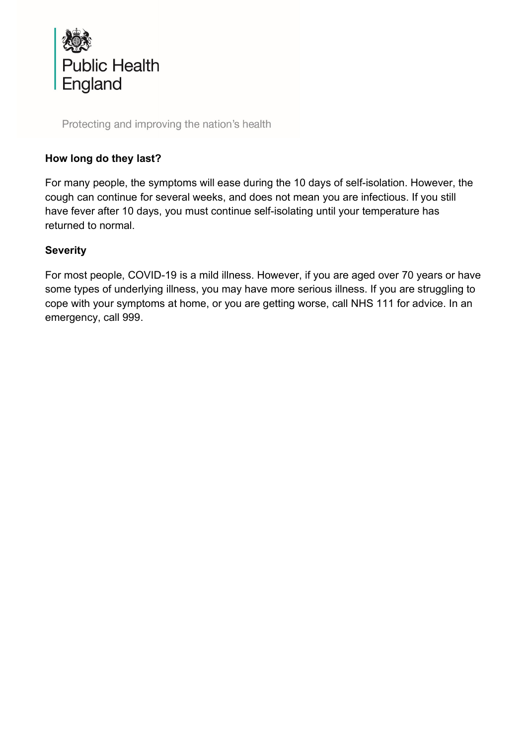Public Health England

Protecting and improving the nation's health

**How long do they last?**

For many people, the symptoms will ease during the 10 days of self-isolation. However, the cough can continue for several weeks, and does not mean you are infectious. If you still have fever after 10 days, you must continue self-isolating until your temperature has returned to normal.

**Severity**

For most people, COVID-19 is a mild illness. However, if you are aged over 70 years or have some types of underlying illness, you may have more serious illness. If you are struggling to cope with your symptoms at home, or you are getting worse, call NHS 111 for advice. In an emergency, call 999.